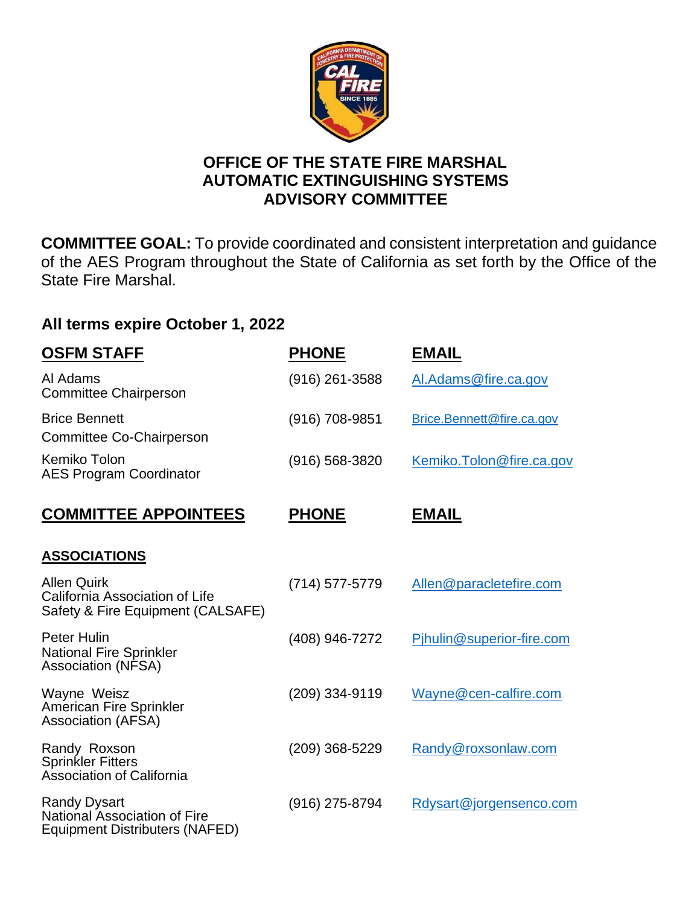# OFFICE OF THE STATE FIRE MARSHAL
# AUTOMATIC EXTINGUISHING SYSTEMS ADVISORY COMMITTEE

**COMMITTEE GOAL:** To provide coordinated and consistent interpretation and guidance of the AES Program throughout the State of California as set forth by the Office of the State Fire Marshal.

### All terms expire October 1, 2022

| OSFM STAFF | PHONE | EMAIL |
|---|---|---|
| Al Adams<br>Committee Chairperson | (916) 261-3588 | Al.Adams@fire.ca.gov |
| Brice Bennett<br>Committee Co-Chairperson | (916) 708-9851 | Brice.Bennett@fire.ca.gov |
| Kemiko Tolon<br>AES Program Coordinator | (916) 568-3820 | Kemiko.Tolon@fire.ca.gov |

| COMMITTEE APPOINTEES | PHONE | EMAIL |
|---|---|---|
| **ASSOCIATIONS** | | |
| Allen Quirk<br>California Association of Life Safety & Fire Equipment (CALSAFE) | (714) 577-5779 | Allen@paracletefire.com |
| Peter Hulin<br>National Fire Sprinkler Association (NFSA) | (408) 946-7272 | Pjhulin@superior-fire.com |
| Wayne Weisz<br>American Fire Sprinkler Association (AFSA) | (209) 334-9119 | Wayne@cen-calfire.com |
| Randy Roxson<br>Sprinkler Fitters Association of California | (209) 368-5229 | Randy@roxsonlaw.com |
| Randy Dysart<br>National Association of Fire Equipment Distributers (NAFED) | (916) 275-8794 | Rdysart@jorgensenco.com |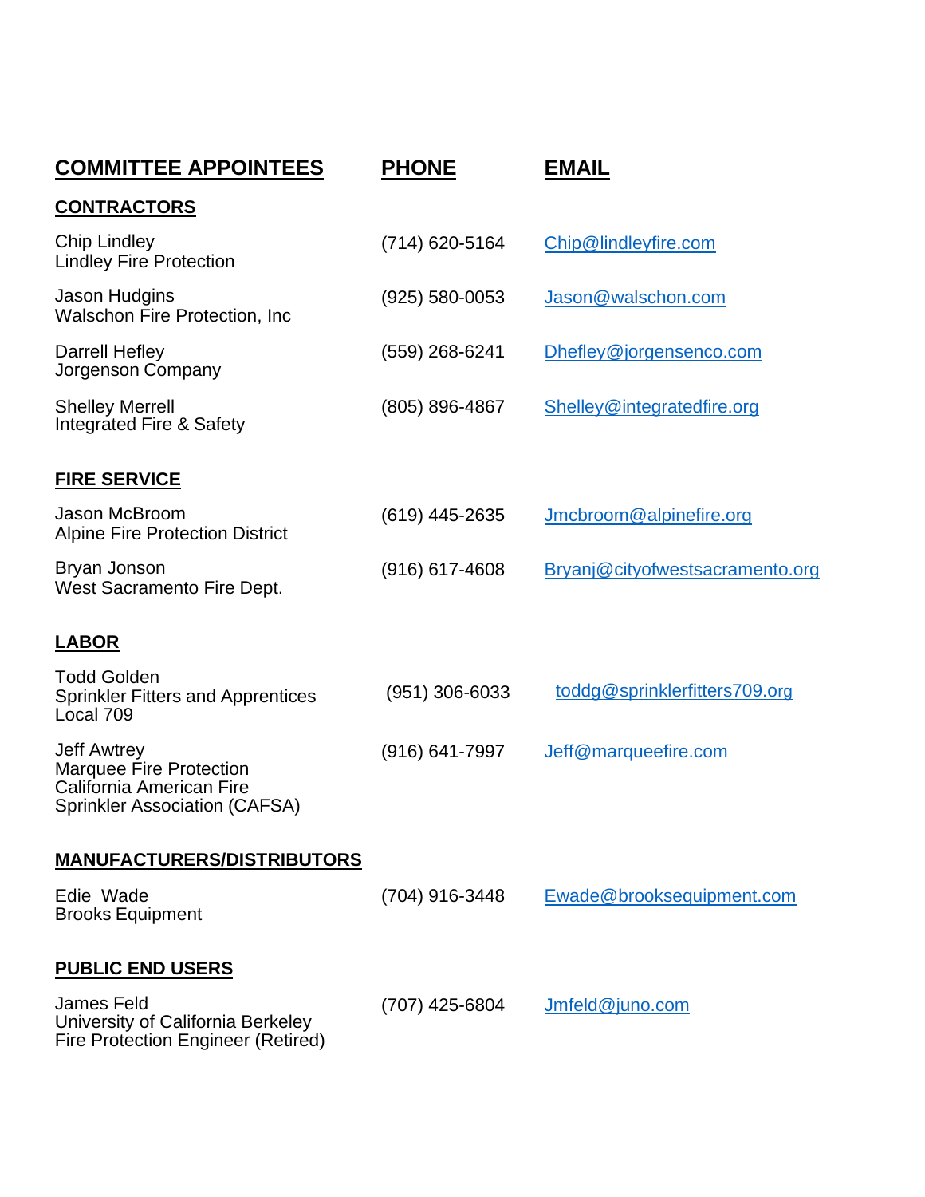| COMMITTEE APPOINTEES | PHONE | EMAIL |
|---|---|---|
| **CONTRACTORS** | | |
| Chip Lindley<br>Lindley Fire Protection | (714) 620-5164 | Chip@lindleyfire.com |
| Jason Hudgins<br>Walschon Fire Protection, Inc | (925) 580-0053 | Jason@walschon.com |
| Darrell Hefley<br>Jorgenson Company | (559) 268-6241 | Dhefley@jorgensenco.com |
| Shelley Merrell<br>Integrated Fire & Safety | (805) 896-4867 | Shelley@integratedfire.org |
| **FIRE SERVICE** | | |
| Jason McBroom<br>Alpine Fire Protection District | (619) 445-2635 | Jmcbroom@alpinefire.org |
| Bryan Jonson<br>West Sacramento Fire Dept. | (916) 617-4608 | Bryanj@cityofwestsacramento.org |
| **LABOR** | | |
| Todd Golden<br>Sprinkler Fitters and Apprentices Local 709 | (951) 306-6033 | toddg@sprinklerfitters709.org |
| Jeff Awtrey<br>Marquee Fire Protection<br>California American Fire Sprinkler Association (CAFSA) | (916) 641-7997 | Jeff@marqueefire.com |
| **MANUFACTURERS/DISTRIBUTORS** | | |
| Edie Wade<br>Brooks Equipment | (704) 916-3448 | Ewade@brooksequipment.com |
| **PUBLIC END USERS** | | |
| James Feld<br>University of California Berkeley<br>Fire Protection Engineer (Retired) | (707) 425-6804 | Jmfeld@juno.com |